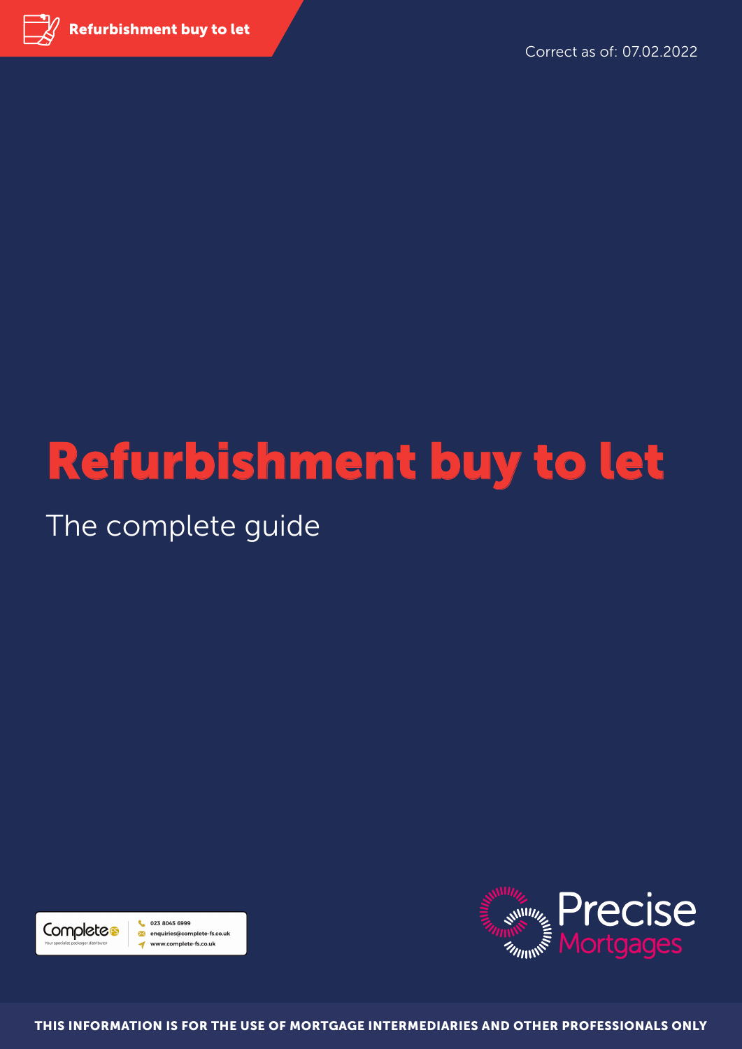Refurbishment buy to let

Correct as of: 07.02.2022

# Refurbishment buy to let

## The complete guide

Complete — Your specialist packager distributor

023 8045 6999
enquiries@complete-fs.co.uk
www.complete-fs.co.uk

Precise Mortgages

**THIS INFORMATION IS FOR THE USE OF MORTGAGE INTERMEDIARIES AND OTHER PROFESSIONALS ONLY**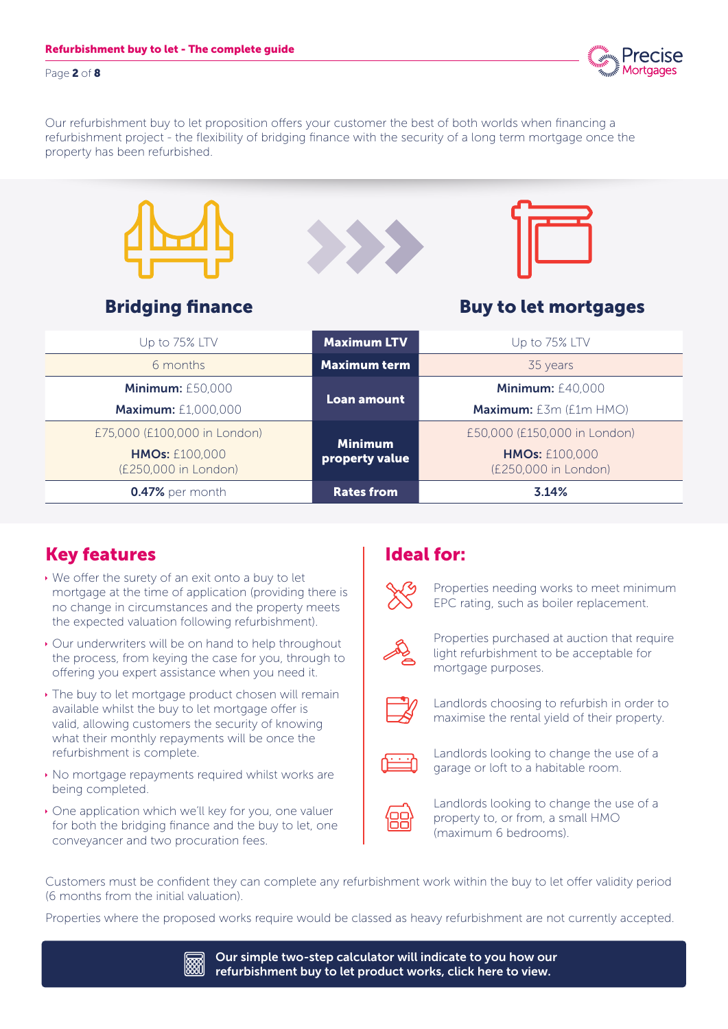Our refurbishment buy to let proposition offers your customer the best of both worlds when financing a refurbishment project - the flexibility of bridging finance with the security of a long term mortgage once the property has been refurbished.

| Bridging finance | | Buy to let mortgages |
|---|---|---|
| Up to 75% LTV | **Maximum LTV** | Up to 75% LTV |
| 6 months | **Maximum term** | 35 years |
| **Minimum:** £50,000<br>**Maximum:** £1,000,000 | **Loan amount** | **Minimum:** £40,000<br>**Maximum:** £3m (£1m HMO) |
| £75,000 (£100,000 in London)<br>**HMOs:** £100,000 (£250,000 in London) | **Minimum property value** | £50,000 (£150,000 in London)<br>**HMOs:** £100,000 (£250,000 in London) |
| **0.47%** per month | **Rates from** | **3.14%** |

## Key features

- We offer the surety of an exit onto a buy to let mortgage at the time of application (providing there is no change in circumstances and the property meets the expected valuation following refurbishment).
- Our underwriters will be on hand to help throughout the process, from keying the case for you, through to offering you expert assistance when you need it.
- The buy to let mortgage product chosen will remain available whilst the buy to let mortgage offer is valid, allowing customers the security of knowing what their monthly repayments will be once the refurbishment is complete.
- No mortgage repayments required whilst works are being completed.
- One application which we'll key for you, one valuer for both the bridging finance and the buy to let, one conveyancer and two procuration fees.

## Ideal for:

- Properties needing works to meet minimum EPC rating, such as boiler replacement.
- Properties purchased at auction that require light refurbishment to be acceptable for mortgage purposes.
- Landlords choosing to refurbish in order to maximise the rental yield of their property.
- Landlords looking to change the use of a garage or loft to a habitable room.
- Landlords looking to change the use of a property to, or from, a small HMO (maximum 6 bedrooms).

Customers must be confident they can complete any refurbishment work within the buy to let offer validity period (6 months from the initial valuation).

Properties where the proposed works require would be classed as heavy refurbishment are not currently accepted.

**Our simple two-step calculator will indicate to you how our refurbishment buy to let product works, click here to view.**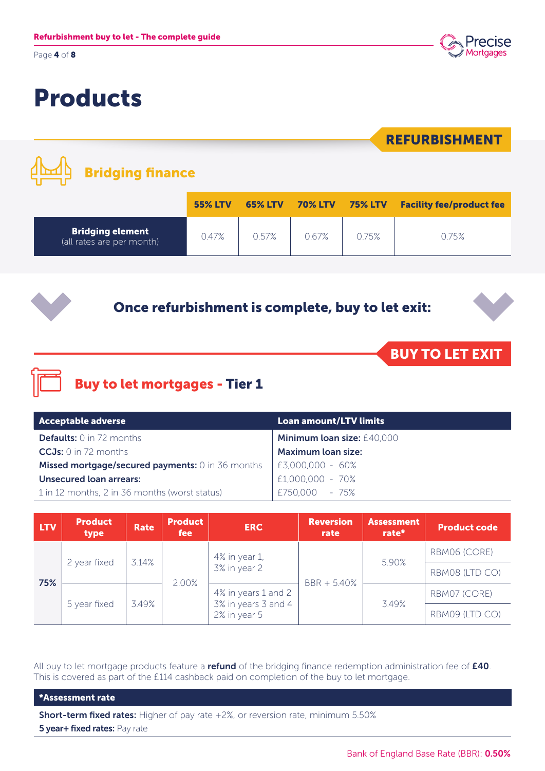# Products

REFURBISHMENT

## Bridging finance

| | 55% LTV | 65% LTV | 70% LTV | 75% LTV | Facility fee/product fee |
|---|---|---|---|---|---|
| **Bridging element** (all rates are per month) | 0.47% | 0.57% | 0.67% | 0.75% | 0.75% |

### Once refurbishment is complete, buy to let exit:

BUY TO LET EXIT

## Buy to let mortgages - Tier 1

| Acceptable adverse | Loan amount/LTV limits |
|---|---|
| **Defaults:** 0 in 72 months | **Minimum loan size:** £40,000 |
| **CCJs:** 0 in 72 months | **Maximum loan size:** |
| **Missed mortgage/secured payments:** 0 in 36 months | £3,000,000 - 60% |
| **Unsecured loan arrears:** | £1,000,000 - 70% |
| 1 in 12 months, 2 in 36 months (worst status) | £750,000 - 75% |

| LTV | Product type | Rate | Product fee | ERC | Reversion rate | Assessment rate* | Product code |
|---|---|---|---|---|---|---|---|
| 75% | 2 year fixed | 3.14% | 2.00% | 4% in year 1, 3% in year 2 | BBR + 5.40% | 5.90% | RBM06 (CORE) |
| | | | | | | | RBM08 (LTD CO) |
| | 5 year fixed | 3.49% | | 4% in years 1 and 2, 3% in years 3 and 4, 2% in year 5 | | 3.49% | RBM07 (CORE) |
| | | | | | | | RBM09 (LTD CO) |

All buy to let mortgage products feature a **refund** of the bridging finance redemption administration fee of **£40**. This is covered as part of the £114 cashback paid on completion of the buy to let mortgage.

| *Assessment rate |
|---|
| **Short-term fixed rates:** Higher of pay rate +2%, or reversion rate, minimum 5.50% |
| **5 year+ fixed rates:** Pay rate |

Bank of England Base Rate (BBR): **0.50%**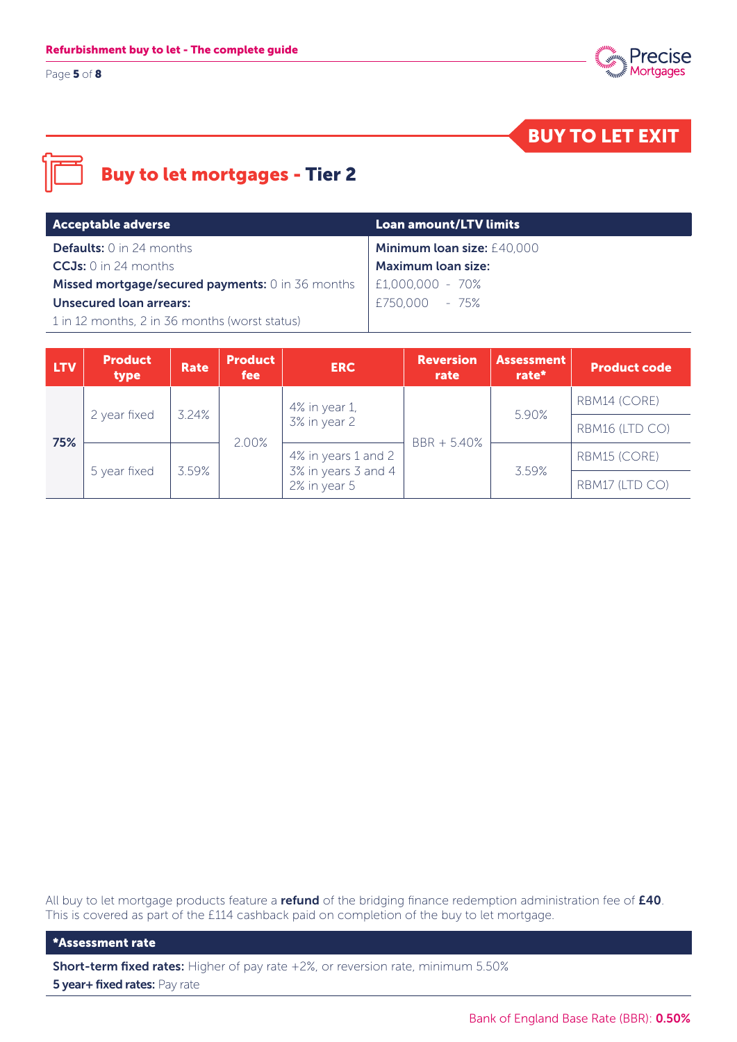## BUY TO LET EXIT

# Buy to let mortgages - Tier 2

| Acceptable adverse | Loan amount/LTV limits |
|---|---|
| **Defaults:** 0 in 24 months | **Minimum loan size:** £40,000 |
| **CCJs:** 0 in 24 months | **Maximum loan size:** |
| **Missed mortgage/secured payments:** 0 in 36 months | £1,000,000 - 70% |
| **Unsecured loan arrears:** | £750,000 - 75% |
| 1 in 12 months, 2 in 36 months (worst status) | |

| LTV | Product type | Rate | Product fee | ERC | Reversion rate | Assessment rate* | Product code |
|---|---|---|---|---|---|---|---|
| 75% | 2 year fixed | 3.24% | 2.00% | 4% in year 1, 3% in year 2 | BBR + 5.40% | 5.90% | RBM14 (CORE) |
| | | | | | | | RBM16 (LTD CO) |
| | 5 year fixed | 3.59% | | 4% in years 1 and 2 3% in years 3 and 4 2% in year 5 | | 3.59% | RBM15 (CORE) |
| | | | | | | | RBM17 (LTD CO) |

All buy to let mortgage products feature a **refund** of the bridging finance redemption administration fee of **£40**. This is covered as part of the £114 cashback paid on completion of the buy to let mortgage.

**\*Assessment rate**

**Short-term fixed rates:** Higher of pay rate +2%, or reversion rate, minimum 5.50%

**5 year+ fixed rates:** Pay rate

Bank of England Base Rate (BBR): **0.50%**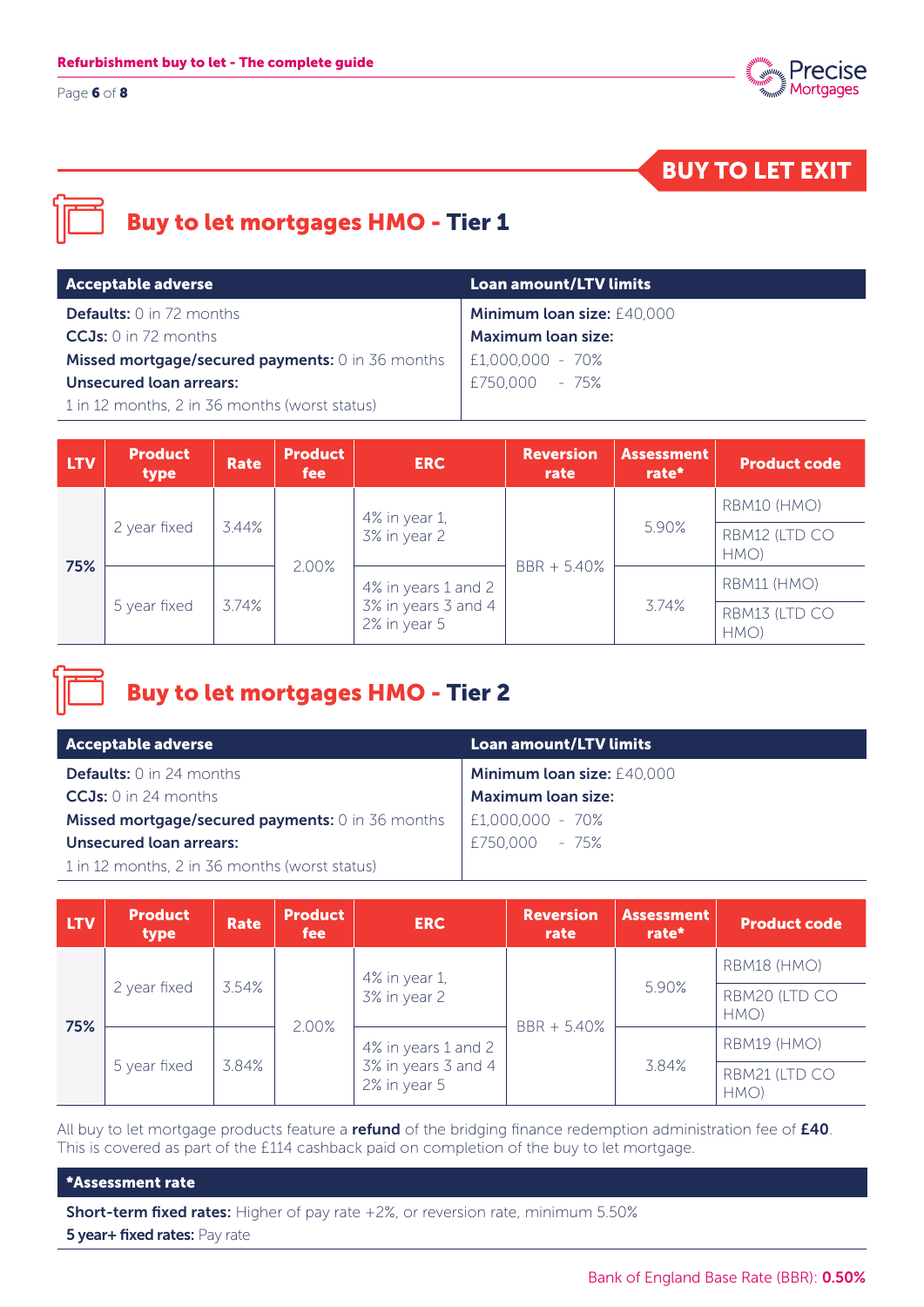BUY TO LET EXIT

## Buy to let mortgages HMO - Tier 1

| Acceptable adverse | Loan amount/LTV limits |
|---|---|
| **Defaults:** 0 in 72 months<br>**CCJs:** 0 in 72 months<br>**Missed mortgage/secured payments:** 0 in 36 months<br>**Unsecured loan arrears:**<br>1 in 12 months, 2 in 36 months (worst status) | **Minimum loan size:** £40,000<br>**Maximum loan size:**<br>£1,000,000 - 70%<br>£750,000 - 75% |

| LTV | Product type | Rate | Product fee | ERC | Reversion rate | Assessment rate* | Product code |
|---|---|---|---|---|---|---|---|
| 75% | 2 year fixed | 3.44% | 2.00% | 4% in year 1, 3% in year 2 | BBR + 5.40% | 5.90% | RBM10 (HMO) |
| | | | | | | | RBM12 (LTD CO HMO) |
| | 5 year fixed | 3.74% | | 4% in years 1 and 2<br>3% in years 3 and 4<br>2% in year 5 | | 3.74% | RBM11 (HMO) |
| | | | | | | | RBM13 (LTD CO HMO) |

## Buy to let mortgages HMO - Tier 2

| Acceptable adverse | Loan amount/LTV limits |
|---|---|
| **Defaults:** 0 in 24 months<br>**CCJs:** 0 in 24 months<br>**Missed mortgage/secured payments:** 0 in 36 months<br>**Unsecured loan arrears:**<br>1 in 12 months, 2 in 36 months (worst status) | **Minimum loan size:** £40,000<br>**Maximum loan size:**<br>£1,000,000 - 70%<br>£750,000 - 75% |

| LTV | Product type | Rate | Product fee | ERC | Reversion rate | Assessment rate* | Product code |
|---|---|---|---|---|---|---|---|
| 75% | 2 year fixed | 3.54% | 2.00% | 4% in year 1, 3% in year 2 | BBR + 5.40% | 5.90% | RBM18 (HMO) |
| | | | | | | | RBM20 (LTD CO HMO) |
| | 5 year fixed | 3.84% | | 4% in years 1 and 2<br>3% in years 3 and 4<br>2% in year 5 | | 3.84% | RBM19 (HMO) |
| | | | | | | | RBM21 (LTD CO HMO) |

All buy to let mortgage products feature a **refund** of the bridging finance redemption administration fee of **£40**. This is covered as part of the £114 cashback paid on completion of the buy to let mortgage.

| *Assessment rate |
|---|
| **Short-term fixed rates:** Higher of pay rate +2%, or reversion rate, minimum 5.50%<br>**5 year+ fixed rates:** Pay rate |

Bank of England Base Rate (BBR): **0.50%**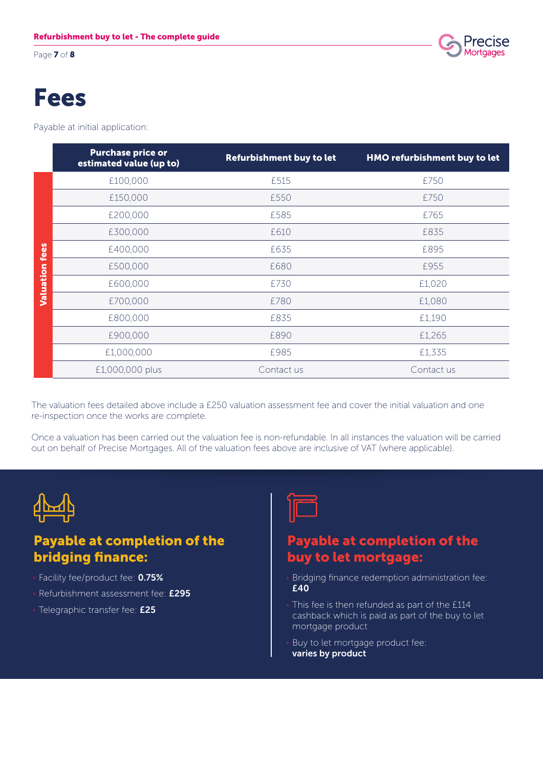# Fees

Payable at initial application:

| | Purchase price or estimated value (up to) | Refurbishment buy to let | HMO refurbishment buy to let |
|---|---|---|---|
| Valuation fees | £100,000 | £515 | £750 |
| | £150,000 | £550 | £750 |
| | £200,000 | £585 | £765 |
| | £300,000 | £610 | £835 |
| | £400,000 | £635 | £895 |
| | £500,000 | £680 | £955 |
| | £600,000 | £730 | £1,020 |
| | £700,000 | £780 | £1,080 |
| | £800,000 | £835 | £1,190 |
| | £900,000 | £890 | £1,265 |
| | £1,000,000 | £985 | £1,335 |
| | £1,000,000 plus | Contact us | Contact us |

The valuation fees detailed above include a £250 valuation assessment fee and cover the initial valuation and one re-inspection once the works are complete.

Once a valuation has been carried out the valuation fee is non-refundable. In all instances the valuation will be carried out on behalf of Precise Mortgages. All of the valuation fees above are inclusive of VAT (where applicable).

## Payable at completion of the bridging finance:

- Facility fee/product fee: **0.75%**
- Refurbishment assessment fee: **£295**
- Telegraphic transfer fee: **£25**

## Payable at completion of the buy to let mortgage:

- Bridging finance redemption administration fee: **£40**
- This fee is then refunded as part of the £114 cashback which is paid as part of the buy to let mortgage product
- Buy to let mortgage product fee: **varies by product**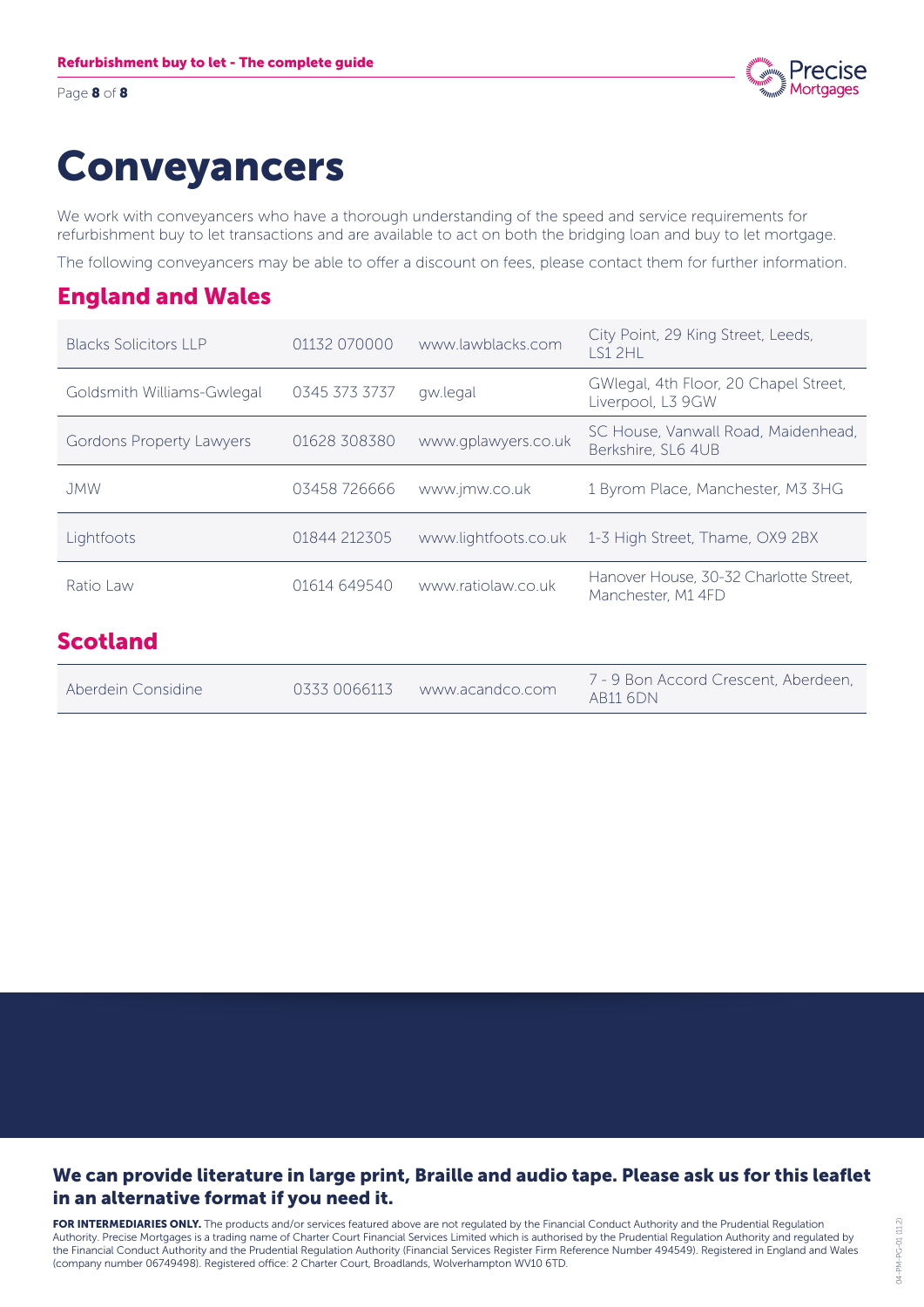# Conveyancers

We work with conveyancers who have a thorough understanding of the speed and service requirements for refurbishment buy to let transactions and are available to act on both the bridging loan and buy to let mortgage.

The following conveyancers may be able to offer a discount on fees, please contact them for further information.

## England and Wales

| | | | |
|---|---|---|---|
| Blacks Solicitors LLP | 01132 070000 | www.lawblacks.com | City Point, 29 King Street, Leeds, LS1 2HL |
| Goldsmith Williams-Gwlegal | 0345 373 3737 | gw.legal | GWlegal, 4th Floor, 20 Chapel Street, Liverpool, L3 9GW |
| Gordons Property Lawyers | 01628 308380 | www.gplawyers.co.uk | SC House, Vanwall Road, Maidenhead, Berkshire, SL6 4UB |
| JMW | 03458 726666 | www.jmw.co.uk | 1 Byrom Place, Manchester, M3 3HG |
| Lightfoots | 01844 212305 | www.lightfoots.co.uk | 1-3 High Street, Thame, OX9 2BX |
| Ratio Law | 01614 649540 | www.ratiolaw.co.uk | Hanover House, 30-32 Charlotte Street, Manchester, M1 4FD |

## Scotland

| | | | |
|---|---|---|---|
| Aberdein Considine | 0333 0066113 | www.acandco.com | 7 - 9 Bon Accord Crescent, Aberdeen, AB11 6DN |

**We can provide literature in large print, Braille and audio tape. Please ask us for this leaflet in an alternative format if you need it.**

**FOR INTERMEDIARIES ONLY.** The products and/or services featured above are not regulated by the Financial Conduct Authority and the Prudential Regulation Authority. Precise Mortgages is a trading name of Charter Court Financial Services Limited which is authorised by the Prudential Regulation Authority and regulated by the Financial Conduct Authority and the Prudential Regulation Authority (Financial Services Register Firm Reference Number 494549). Registered in England and Wales (company number 06749498). Registered office: 2 Charter Court, Broadlands, Wolverhampton WV10 6TD.

04-PM-PG-01 (11.2)